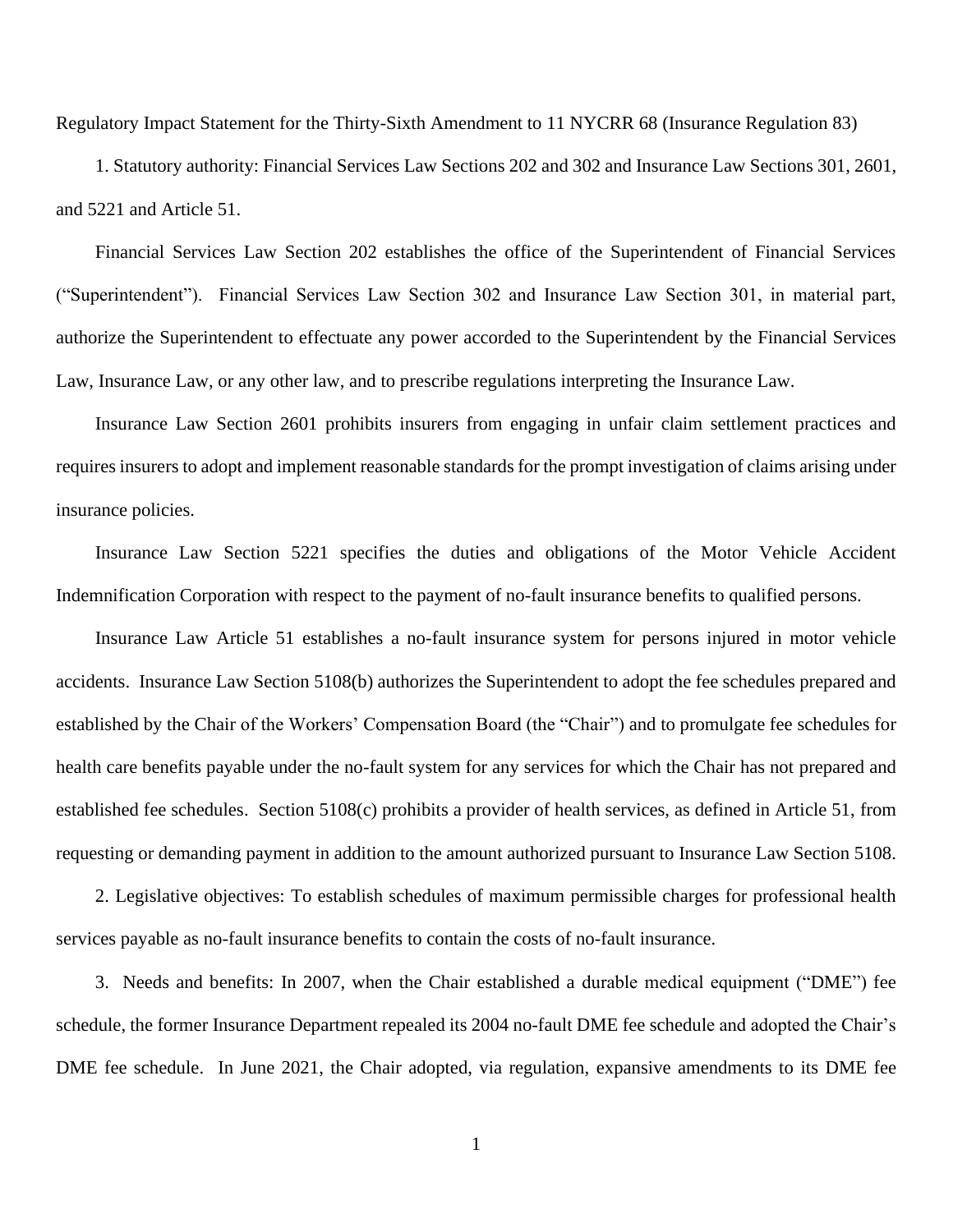Regulatory Impact Statement for the Thirty-Sixth Amendment to 11 NYCRR 68 (Insurance Regulation 83)

1. Statutory authority: Financial Services Law Sections 202 and 302 and Insurance Law Sections 301, 2601, and 5221 and Article 51.

Financial Services Law Section 202 establishes the office of the Superintendent of Financial Services ("Superintendent"). Financial Services Law Section 302 and Insurance Law Section 301, in material part, authorize the Superintendent to effectuate any power accorded to the Superintendent by the Financial Services Law, Insurance Law, or any other law, and to prescribe regulations interpreting the Insurance Law.

Insurance Law Section 2601 prohibits insurers from engaging in unfair claim settlement practices and requires insurers to adopt and implement reasonable standards for the prompt investigation of claims arising under insurance policies.

Insurance Law Section 5221 specifies the duties and obligations of the Motor Vehicle Accident Indemnification Corporation with respect to the payment of no-fault insurance benefits to qualified persons.

Insurance Law Article 51 establishes a no-fault insurance system for persons injured in motor vehicle accidents. Insurance Law Section 5108(b) authorizes the Superintendent to adopt the fee schedules prepared and established by the Chair of the Workers' Compensation Board (the "Chair") and to promulgate fee schedules for health care benefits payable under the no-fault system for any services for which the Chair has not prepared and established fee schedules. Section 5108(c) prohibits a provider of health services, as defined in Article 51, from requesting or demanding payment in addition to the amount authorized pursuant to Insurance Law Section 5108.

2. Legislative objectives: To establish schedules of maximum permissible charges for professional health services payable as no-fault insurance benefits to contain the costs of no-fault insurance.

3. Needs and benefits: In 2007, when the Chair established a durable medical equipment ("DME") fee schedule, the former Insurance Department repealed its 2004 no-fault DME fee schedule and adopted the Chair's DME fee schedule. In June 2021, the Chair adopted, via regulation, expansive amendments to its DME fee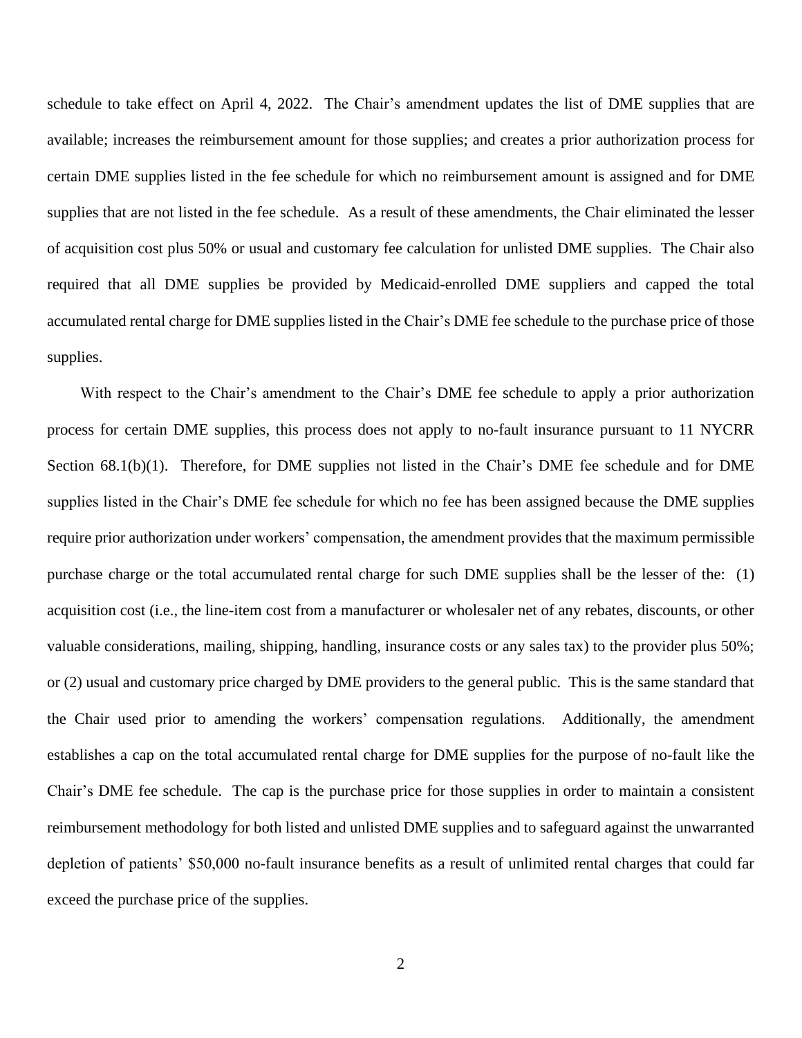schedule to take effect on April 4, 2022. The Chair's amendment updates the list of DME supplies that are available; increases the reimbursement amount for those supplies; and creates a prior authorization process for certain DME supplies listed in the fee schedule for which no reimbursement amount is assigned and for DME supplies that are not listed in the fee schedule. As a result of these amendments, the Chair eliminated the lesser of acquisition cost plus 50% or usual and customary fee calculation for unlisted DME supplies. The Chair also required that all DME supplies be provided by Medicaid-enrolled DME suppliers and capped the total accumulated rental charge for DME supplies listed in the Chair's DME fee schedule to the purchase price of those supplies.

With respect to the Chair's amendment to the Chair's DME fee schedule to apply a prior authorization process for certain DME supplies, this process does not apply to no-fault insurance pursuant to 11 NYCRR Section 68.1(b)(1). Therefore, for DME supplies not listed in the Chair's DME fee schedule and for DME supplies listed in the Chair's DME fee schedule for which no fee has been assigned because the DME supplies require prior authorization under workers' compensation, the amendment provides that the maximum permissible purchase charge or the total accumulated rental charge for such DME supplies shall be the lesser of the: (1) acquisition cost (i.e., the line-item cost from a manufacturer or wholesaler net of any rebates, discounts, or other valuable considerations, mailing, shipping, handling, insurance costs or any sales tax) to the provider plus 50%; or (2) usual and customary price charged by DME providers to the general public. This is the same standard that the Chair used prior to amending the workers' compensation regulations. Additionally, the amendment establishes a cap on the total accumulated rental charge for DME supplies for the purpose of no-fault like the Chair's DME fee schedule. The cap is the purchase price for those supplies in order to maintain a consistent reimbursement methodology for both listed and unlisted DME supplies and to safeguard against the unwarranted depletion of patients' $50,000 no-fault insurance benefits as a result of unlimited rental charges that could far exceed the purchase price of the supplies.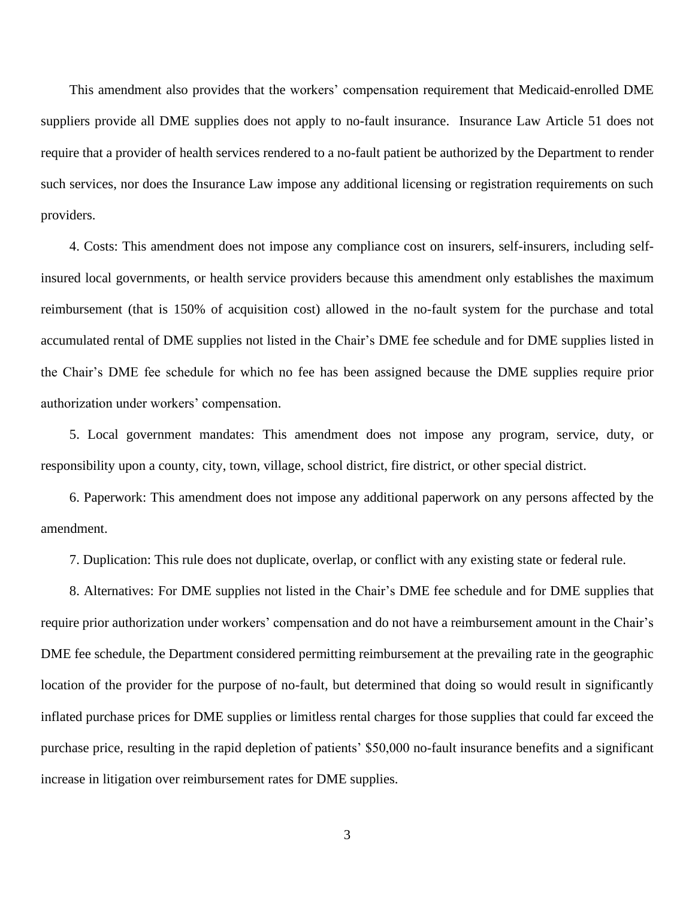This amendment also provides that the workers' compensation requirement that Medicaid-enrolled DME suppliers provide all DME supplies does not apply to no-fault insurance. Insurance Law Article 51 does not require that a provider of health services rendered to a no-fault patient be authorized by the Department to render such services, nor does the Insurance Law impose any additional licensing or registration requirements on such providers.

4. Costs: This amendment does not impose any compliance cost on insurers, self-insurers, including self-insured local governments, or health service providers because this amendment only establishes the maximum reimbursement (that is 150% of acquisition cost) allowed in the no-fault system for the purchase and total accumulated rental of DME supplies not listed in the Chair's DME fee schedule and for DME supplies listed in the Chair's DME fee schedule for which no fee has been assigned because the DME supplies require prior authorization under workers' compensation.

5. Local government mandates: This amendment does not impose any program, service, duty, or responsibility upon a county, city, town, village, school district, fire district, or other special district.

6. Paperwork: This amendment does not impose any additional paperwork on any persons affected by the amendment.

7. Duplication: This rule does not duplicate, overlap, or conflict with any existing state or federal rule.

8. Alternatives: For DME supplies not listed in the Chair's DME fee schedule and for DME supplies that require prior authorization under workers' compensation and do not have a reimbursement amount in the Chair's DME fee schedule, the Department considered permitting reimbursement at the prevailing rate in the geographic location of the provider for the purpose of no-fault, but determined that doing so would result in significantly inflated purchase prices for DME supplies or limitless rental charges for those supplies that could far exceed the purchase price, resulting in the rapid depletion of patients' $50,000 no-fault insurance benefits and a significant increase in litigation over reimbursement rates for DME supplies.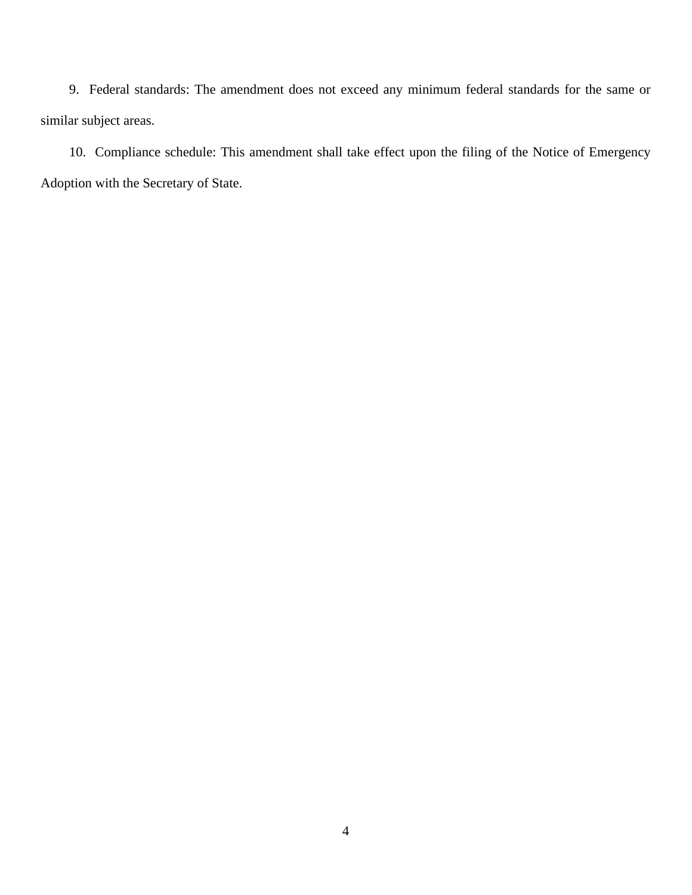9. Federal standards: The amendment does not exceed any minimum federal standards for the same or similar subject areas.

10. Compliance schedule: This amendment shall take effect upon the filing of the Notice of Emergency Adoption with the Secretary of State.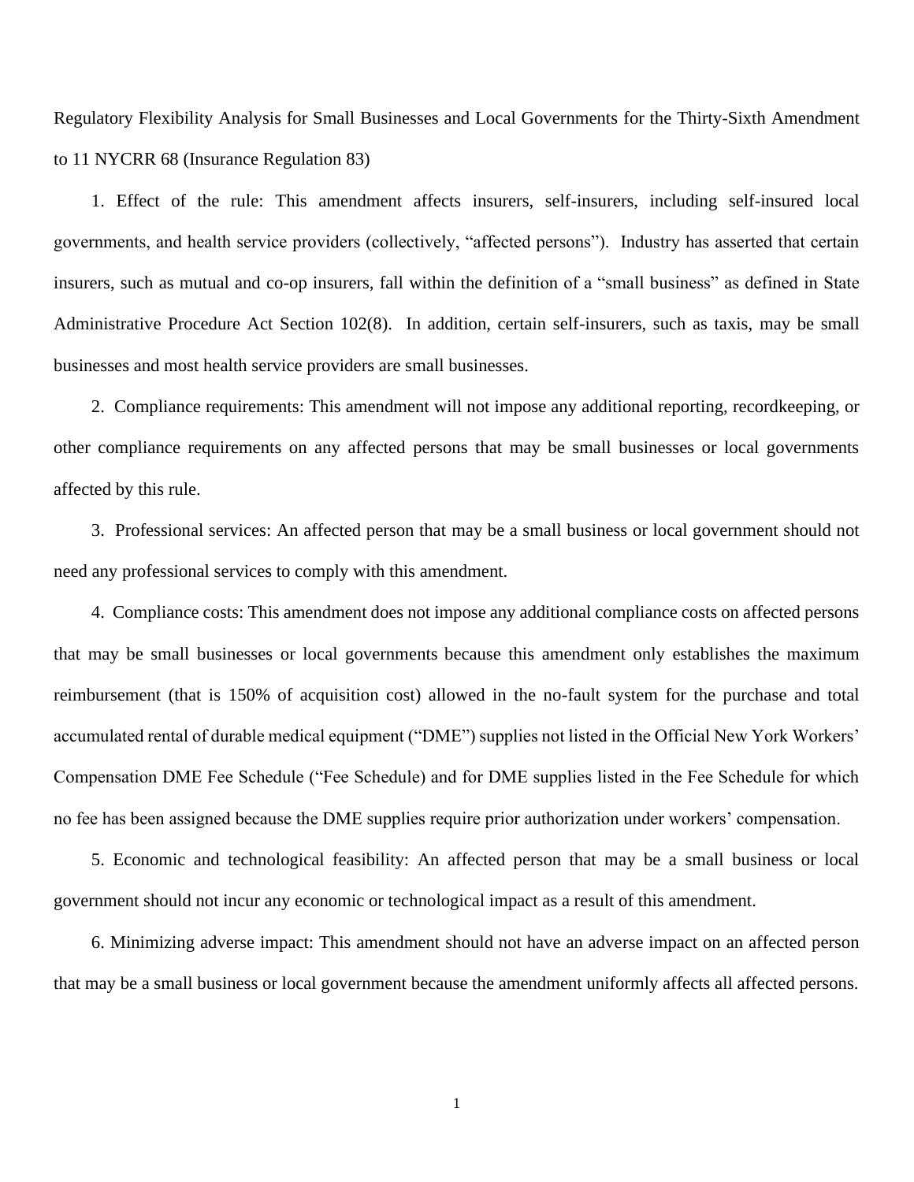Regulatory Flexibility Analysis for Small Businesses and Local Governments for the Thirty-Sixth Amendment to 11 NYCRR 68 (Insurance Regulation 83)

1. Effect of the rule: This amendment affects insurers, self-insurers, including self-insured local governments, and health service providers (collectively, "affected persons"). Industry has asserted that certain insurers, such as mutual and co-op insurers, fall within the definition of a "small business" as defined in State Administrative Procedure Act Section 102(8). In addition, certain self-insurers, such as taxis, may be small businesses and most health service providers are small businesses.

2. Compliance requirements: This amendment will not impose any additional reporting, recordkeeping, or other compliance requirements on any affected persons that may be small businesses or local governments affected by this rule.

3. Professional services: An affected person that may be a small business or local government should not need any professional services to comply with this amendment.

4. Compliance costs: This amendment does not impose any additional compliance costs on affected persons that may be small businesses or local governments because this amendment only establishes the maximum reimbursement (that is 150% of acquisition cost) allowed in the no-fault system for the purchase and total accumulated rental of durable medical equipment ("DME") supplies not listed in the Official New York Workers' Compensation DME Fee Schedule ("Fee Schedule) and for DME supplies listed in the Fee Schedule for which no fee has been assigned because the DME supplies require prior authorization under workers' compensation.

5. Economic and technological feasibility: An affected person that may be a small business or local government should not incur any economic or technological impact as a result of this amendment.

6. Minimizing adverse impact: This amendment should not have an adverse impact on an affected person that may be a small business or local government because the amendment uniformly affects all affected persons.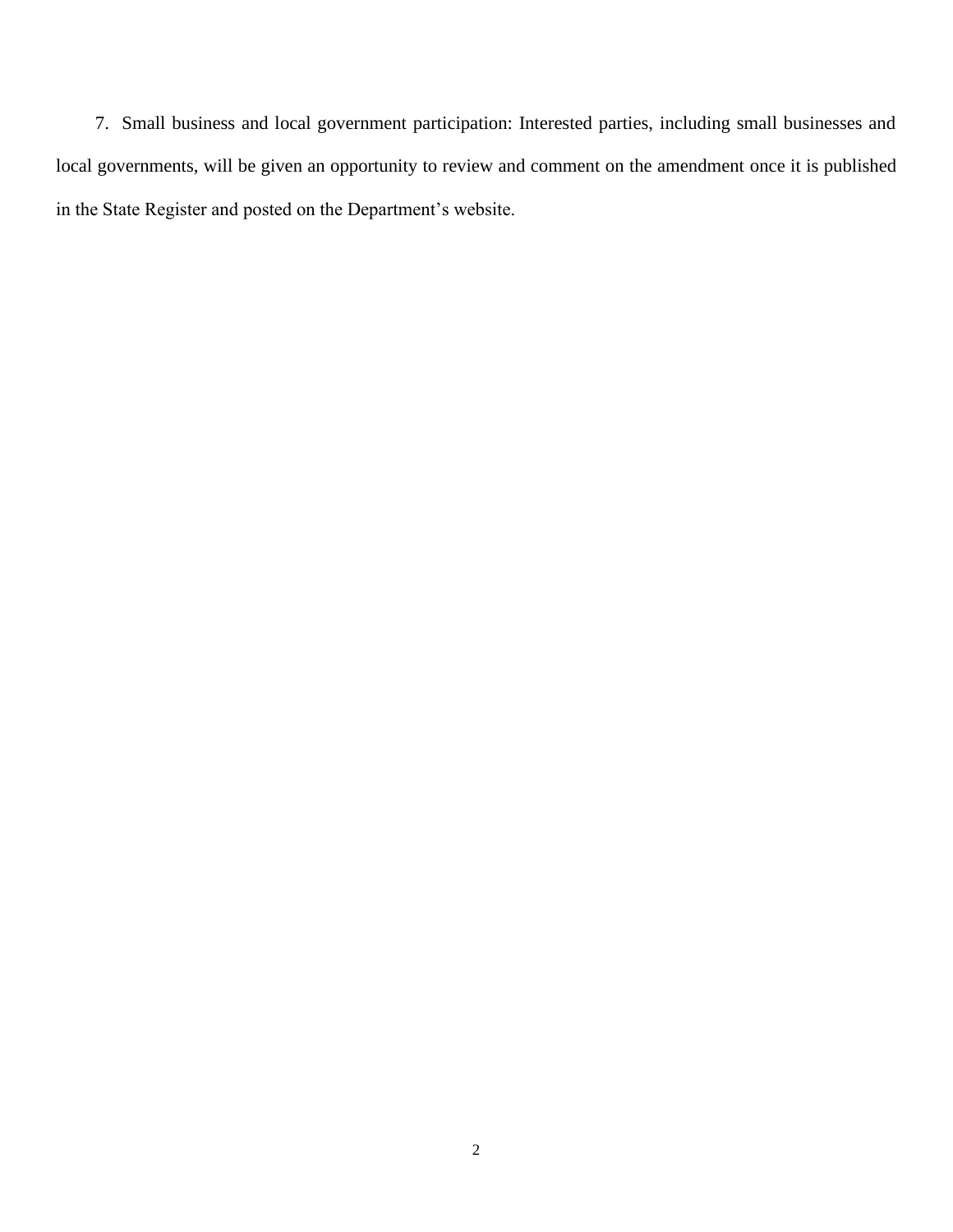7. Small business and local government participation: Interested parties, including small businesses and local governments, will be given an opportunity to review and comment on the amendment once it is published in the State Register and posted on the Department's website.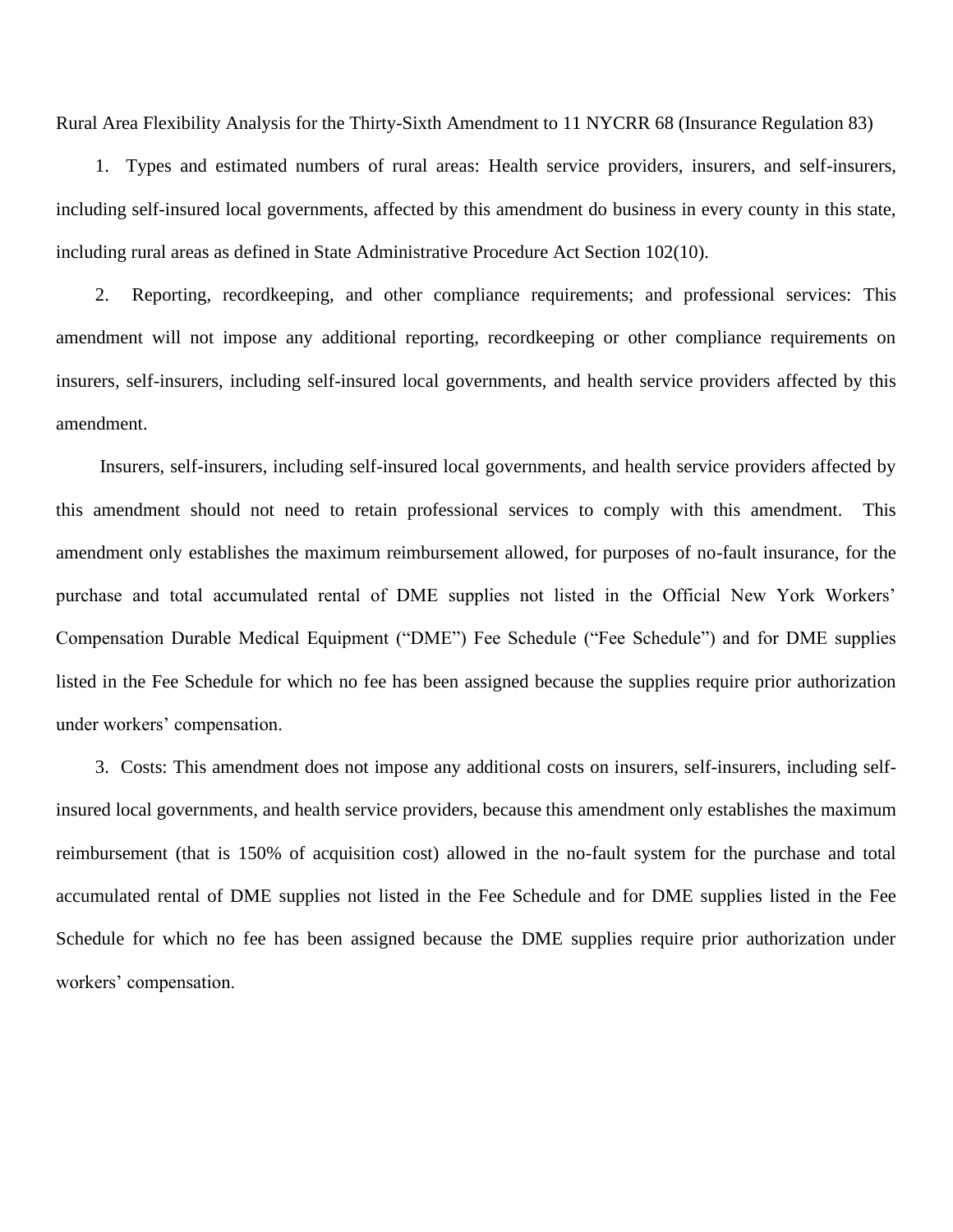Rural Area Flexibility Analysis for the Thirty-Sixth Amendment to 11 NYCRR 68 (Insurance Regulation 83)

1. Types and estimated numbers of rural areas: Health service providers, insurers, and self-insurers, including self-insured local governments, affected by this amendment do business in every county in this state, including rural areas as defined in State Administrative Procedure Act Section 102(10).

2. Reporting, recordkeeping, and other compliance requirements; and professional services: This amendment will not impose any additional reporting, recordkeeping or other compliance requirements on insurers, self-insurers, including self-insured local governments, and health service providers affected by this amendment.

Insurers, self-insurers, including self-insured local governments, and health service providers affected by this amendment should not need to retain professional services to comply with this amendment. This amendment only establishes the maximum reimbursement allowed, for purposes of no-fault insurance, for the purchase and total accumulated rental of DME supplies not listed in the Official New York Workers' Compensation Durable Medical Equipment ("DME") Fee Schedule ("Fee Schedule") and for DME supplies listed in the Fee Schedule for which no fee has been assigned because the supplies require prior authorization under workers' compensation.

3. Costs: This amendment does not impose any additional costs on insurers, self-insurers, including self-insured local governments, and health service providers, because this amendment only establishes the maximum reimbursement (that is 150% of acquisition cost) allowed in the no-fault system for the purchase and total accumulated rental of DME supplies not listed in the Fee Schedule and for DME supplies listed in the Fee Schedule for which no fee has been assigned because the DME supplies require prior authorization under workers' compensation.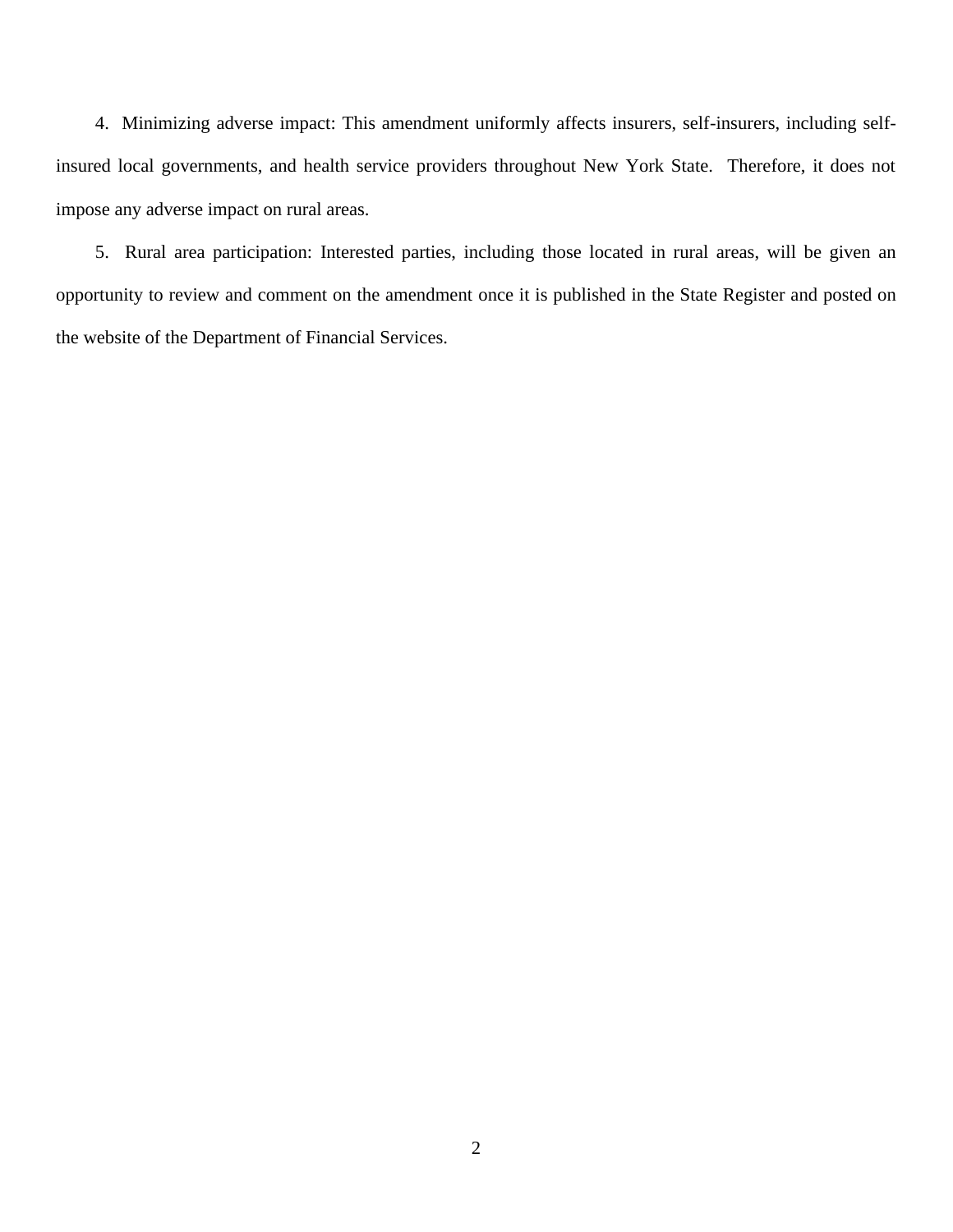4. Minimizing adverse impact: This amendment uniformly affects insurers, self-insurers, including self-insured local governments, and health service providers throughout New York State. Therefore, it does not impose any adverse impact on rural areas.

5. Rural area participation: Interested parties, including those located in rural areas, will be given an opportunity to review and comment on the amendment once it is published in the State Register and posted on the website of the Department of Financial Services.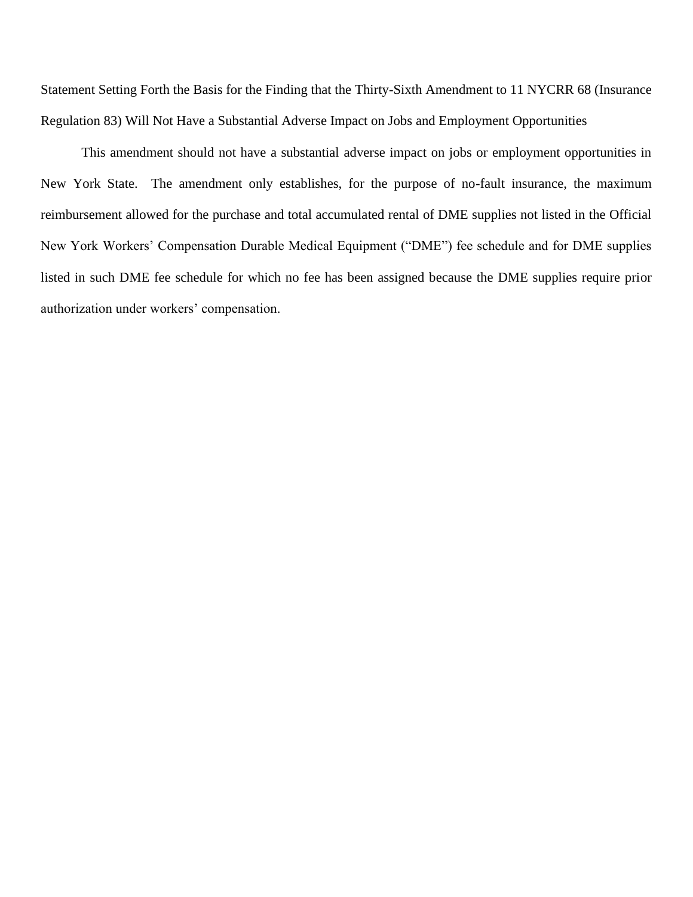Statement Setting Forth the Basis for the Finding that the Thirty-Sixth Amendment to 11 NYCRR 68 (Insurance Regulation 83) Will Not Have a Substantial Adverse Impact on Jobs and Employment Opportunities

This amendment should not have a substantial adverse impact on jobs or employment opportunities in New York State. The amendment only establishes, for the purpose of no-fault insurance, the maximum reimbursement allowed for the purchase and total accumulated rental of DME supplies not listed in the Official New York Workers' Compensation Durable Medical Equipment ("DME") fee schedule and for DME supplies listed in such DME fee schedule for which no fee has been assigned because the DME supplies require prior authorization under workers' compensation.